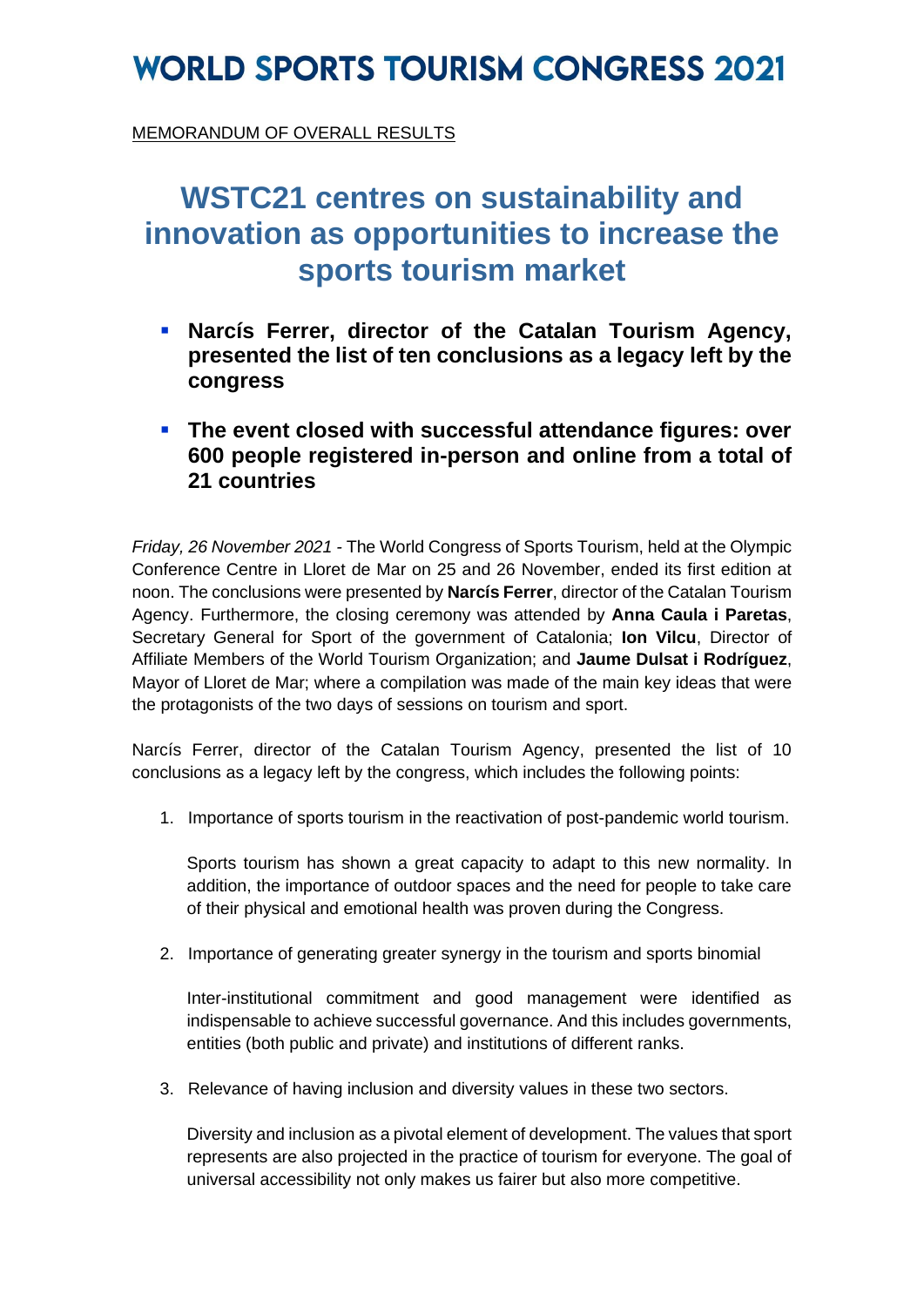# WORLD SPORTS TOURISM CONGRESS 2021

MEMORANDUM OF OVERALL RESULTS

## WSTC21 centres on sustainability and innovation as opportunities to increase the sports tourism market

- **Narcís Ferrer, director of the Catalan Tourism Agency, presented the list of ten conclusions as a legacy left by the congress**
- **The event closed with successful attendance figures: over 600 people registered in-person and online from a total of 21 countries**

*Friday, 26 November 2021* - The World Congress of Sports Tourism, held at the Olympic Conference Centre in Lloret de Mar on 25 and 26 November, ended its first edition at noon. The conclusions were presented by **Narcís Ferrer**, director of the Catalan Tourism Agency. Furthermore, the closing ceremony was attended by **Anna Caula i Paretas**, Secretary General for Sport of the government of Catalonia; **Ion Vilcu**, Director of Affiliate Members of the World Tourism Organization; and **Jaume Dulsat i Rodríguez**, Mayor of Lloret de Mar; where a compilation was made of the main key ideas that were the protagonists of the two days of sessions on tourism and sport.

Narcís Ferrer, director of the Catalan Tourism Agency, presented the list of 10 conclusions as a legacy left by the congress, which includes the following points:

1. Importance of sports tourism in the reactivation of post-pandemic world tourism.

   Sports tourism has shown a great capacity to adapt to this new normality. In addition, the importance of outdoor spaces and the need for people to take care of their physical and emotional health was proven during the Congress.

2. Importance of generating greater synergy in the tourism and sports binomial

   Inter-institutional commitment and good management were identified as indispensable to achieve successful governance. And this includes governments, entities (both public and private) and institutions of different ranks.

3. Relevance of having inclusion and diversity values in these two sectors.

   Diversity and inclusion as a pivotal element of development. The values that sport represents are also projected in the practice of tourism for everyone. The goal of universal accessibility not only makes us fairer but also more competitive.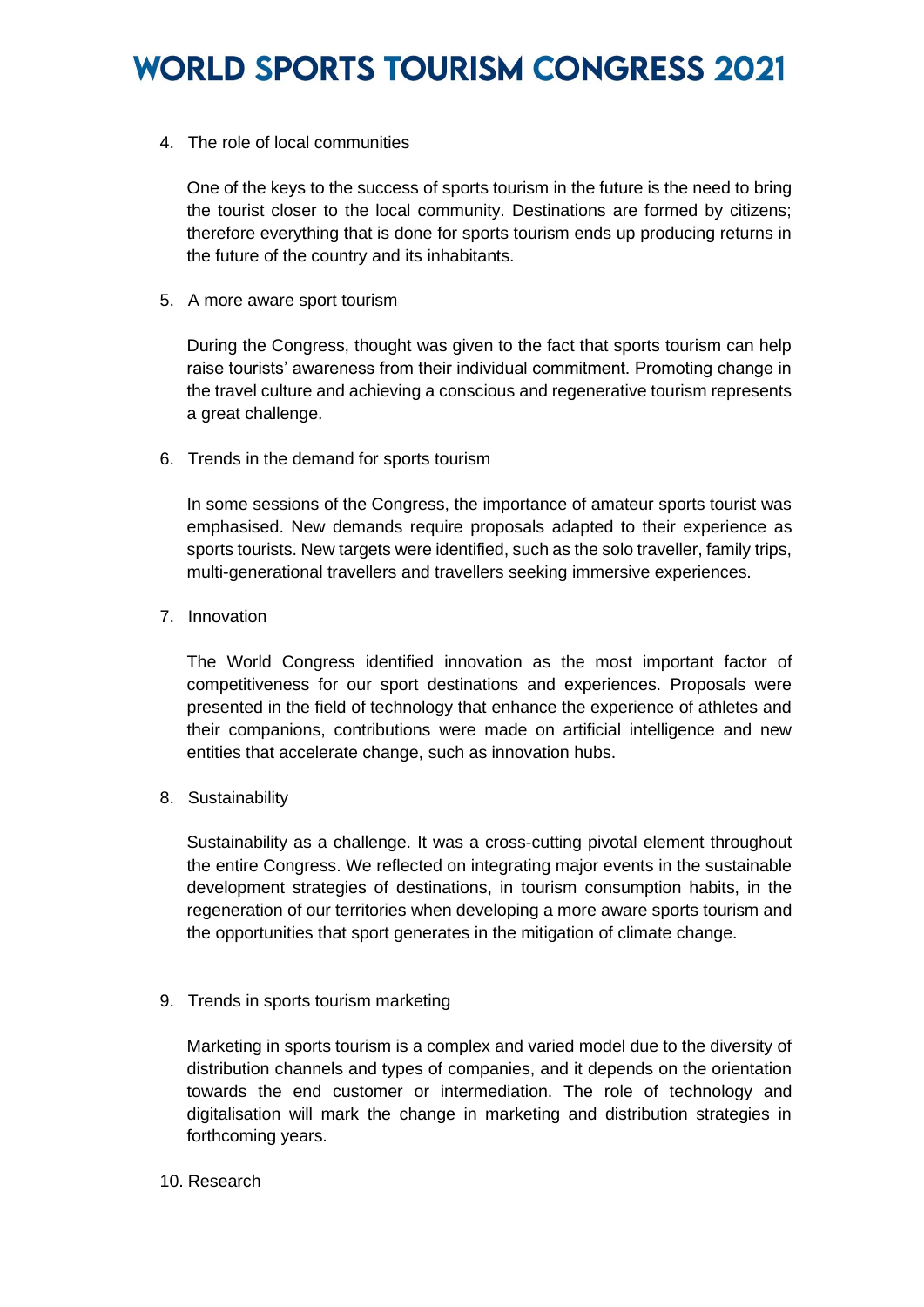4. The role of local communities

   One of the keys to the success of sports tourism in the future is the need to bring the tourist closer to the local community. Destinations are formed by citizens; therefore everything that is done for sports tourism ends up producing returns in the future of the country and its inhabitants.

5. A more aware sport tourism

   During the Congress, thought was given to the fact that sports tourism can help raise tourists' awareness from their individual commitment. Promoting change in the travel culture and achieving a conscious and regenerative tourism represents a great challenge.

6. Trends in the demand for sports tourism

   In some sessions of the Congress, the importance of amateur sports tourist was emphasised. New demands require proposals adapted to their experience as sports tourists. New targets were identified, such as the solo traveller, family trips, multi-generational travellers and travellers seeking immersive experiences.

7. Innovation

   The World Congress identified innovation as the most important factor of competitiveness for our sport destinations and experiences. Proposals were presented in the field of technology that enhance the experience of athletes and their companions, contributions were made on artificial intelligence and new entities that accelerate change, such as innovation hubs.

8. Sustainability

   Sustainability as a challenge. It was a cross-cutting pivotal element throughout the entire Congress. We reflected on integrating major events in the sustainable development strategies of destinations, in tourism consumption habits, in the regeneration of our territories when developing a more aware sports tourism and the opportunities that sport generates in the mitigation of climate change.

9. Trends in sports tourism marketing

   Marketing in sports tourism is a complex and varied model due to the diversity of distribution channels and types of companies, and it depends on the orientation towards the end customer or intermediation. The role of technology and digitalisation will mark the change in marketing and distribution strategies in forthcoming years.

10. Research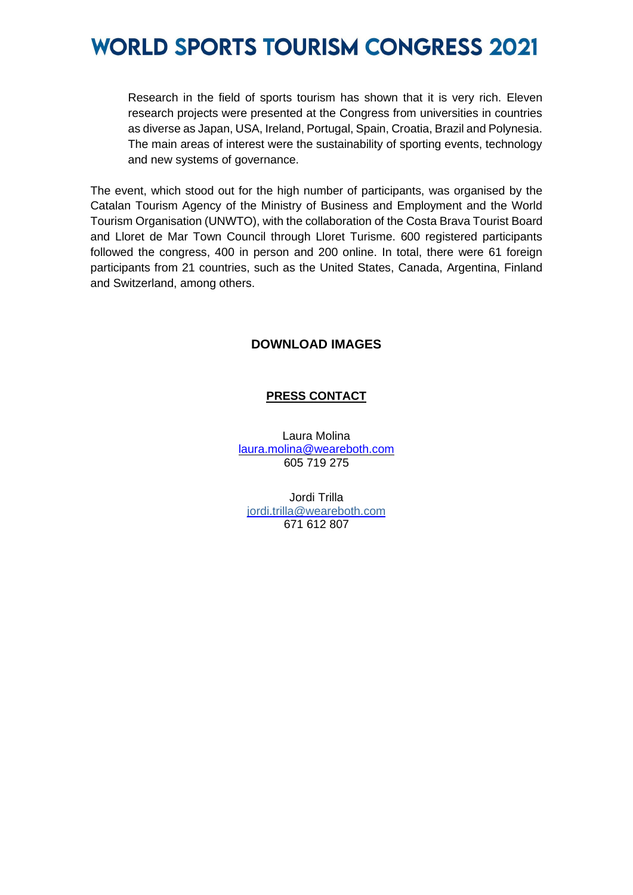Research in the field of sports tourism has shown that it is very rich. Eleven research projects were presented at the Congress from universities in countries as diverse as Japan, USA, Ireland, Portugal, Spain, Croatia, Brazil and Polynesia. The main areas of interest were the sustainability of sporting events, technology and new systems of governance.

The event, which stood out for the high number of participants, was organised by the Catalan Tourism Agency of the Ministry of Business and Employment and the World Tourism Organisation (UNWTO), with the collaboration of the Costa Brava Tourist Board and Lloret de Mar Town Council through Lloret Turisme. 600 registered participants followed the congress, 400 in person and 200 online. In total, there were 61 foreign participants from 21 countries, such as the United States, Canada, Argentina, Finland and Switzerland, among others.

**DOWNLOAD IMAGES**

**PRESS CONTACT**

Laura Molina
laura.molina@weareboth.com
605 719 275

Jordi Trilla
jordi.trilla@weareboth.com
671 612 807